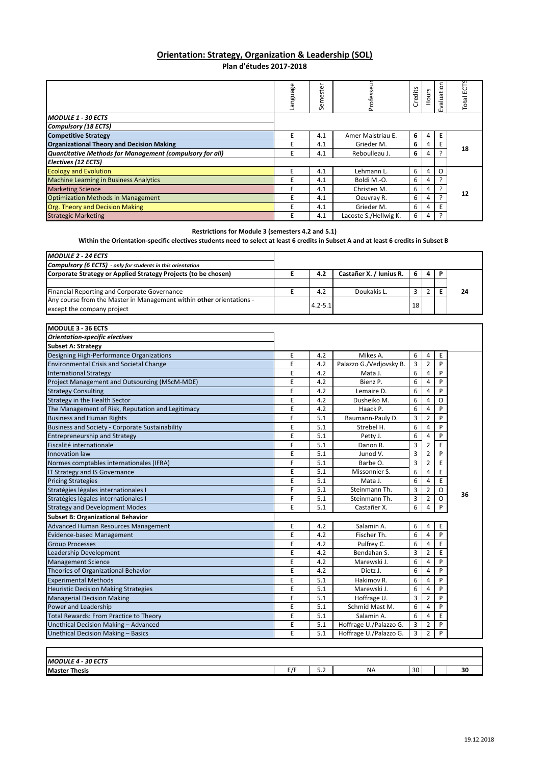## Orientation: Strategy, Organization & Leadership (SOL)

**Plan d'études 2017-2018**

| | Language | Semester | Professeur | Credits | Hours | Evaluation | Total ECTS |
|---|---|---|---|---|---|---|---|
| ***MODULE 1 - 30 ECTS*** | | | | | | | |
| ***Compulsory (18 ECTS)*** | | | | | | | |
| **Competitive Strategy** | E | 4.1 | Amer Maistriau E. | **6** | 4 | E | **18** |
| **Organizational Theory and Decision Making** | E | 4.1 | Grieder M. | **6** | 4 | E | |
| ***Quantitative Methods for Management (compulsory for all)*** | E | 4.1 | Reboulleau J. | **6** | 4 | ? | |
| ***Electives (12 ECTS)*** | | | | | | | |
| Ecology and Evolution | E | 4.1 | Lehmann L. | 6 | 4 | O | **12** |
| Machine Learning in Business Analytics | E | 4.1 | Boldi M.-O. | 6 | 4 | ? | |
| Marketing Science | E | 4.1 | Christen M. | 6 | 4 | ? | |
| Optimization Methods in Management | E | 4.1 | Oeuvray R. | 6 | 4 | ? | |
| Org. Theory and Decision Making | E | 4.1 | Grieder M. | 6 | 4 | E | |
| Strategic Marketing | E | 4.1 | Lacoste S./Hellwig K. | 6 | 4 | ? | |

**Restrictions for Module 3 (semesters 4.2 and 5.1)**

**Within the Orientation-specific electives students need to select at least 6 credits in Subset A and at least 6 credits in Subset B**

| | Language | Semester | Professeur | Credits | Hours | Evaluation | Total ECTS |
|---|---|---|---|---|---|---|---|
| ***MODULE 2 - 24 ECTS*** | | | | | | | |
| ***Compulsory (6 ECTS)** - only for students in this orientation* | | | | | | | |
| **Corporate Strategy or Applied Strategy Projects (to be chosen)** | **E** | **4.2** | **Castañer X. / Iunius R.** | **6** | **4** | **P** | **24** |
| | | | | | | | |
| Financial Reporting and Corporate Governance | E | 4.2 | Doukakis L. | 3 | 2 | E | |
| Any course from the Master in Management within **other** orientations - except the company project | | 4.2-5.1 | | 18 | | | |

| | Language | Semester | Professeur | Credits | Hours | Evaluation | Total ECTS |
|---|---|---|---|---|---|---|---|
| **MODULE 3 - 36 ECTS** | | | | | | | |
| ***Orientation-specific electives*** | | | | | | | |
| **Subset A: Strategy** | | | | | | | |
| Designing High-Performance Organizations | E | 4.2 | Mikes A. | 6 | 4 | E | **36** |
| Environmental Crisis and Societal Change | E | 4.2 | Palazzo G./Vedjovsky B. | 3 | 2 | P | |
| International Strategy | E | 4.2 | Mata J. | 6 | 4 | P | |
| Project Management and Outsourcing (MScM-MDE) | E | 4.2 | Bienz P. | 6 | 4 | P | |
| Strategy Consulting | E | 4.2 | Lemaire D. | 6 | 4 | P | |
| Strategy in the Health Sector | E | 4.2 | Dusheiko M. | 6 | 4 | O | |
| The Management of Risk, Reputation and Legitimacy | E | 4.2 | Haack P. | 6 | 4 | P | |
| Business and Human Rights | E | 5.1 | Baumann-Pauly D. | 3 | 2 | P | |
| Business and Society - Corporate Sustainability | E | 5.1 | Strebel H. | 6 | 4 | P | |
| Entrepreneurship and Strategy | E | 5.1 | Petty J. | 6 | 4 | P | |
| Fiscalité internationale | F | 5.1 | Danon R. | 3 | 2 | E | |
| Innovation law | E | 5.1 | Junod V. | 3 | 2 | P | |
| Normes comptables internationales (IFRA) | F | 5.1 | Barbe O. | 3 | 2 | E | |
| IT Strategy and IS Governance | E | 5.1 | Missonnier S. | 6 | 4 | E | |
| Pricing Strategies | E | 5.1 | Mata J. | 6 | 4 | E | |
| Stratégies légales internationales I | F | 5.1 | Steinmann Th. | 3 | 2 | O | |
| Stratégies légales internationales I | F | 5.1 | Steinmann Th. | 3 | 2 | O | |
| Strategy and Development Modes | E | 5.1 | Castañer X. | 6 | 4 | P | |
| **Subset B: Organizational Behavior** | | | | | | | |
| Advanced Human Resources Management | E | 4.2 | Salamin A. | 6 | 4 | E | |
| Evidence-based Management | E | 4.2 | Fischer Th. | 6 | 4 | P | |
| Group Processes | E | 4.2 | Pulfrey C. | 6 | 4 | E | |
| Leadership Development | E | 4.2 | Bendahan S. | 3 | 2 | E | |
| Management Science | E | 4.2 | Marewski J. | 6 | 4 | P | |
| Theories of Organizational Behavior | E | 4.2 | Dietz J. | 6 | 4 | P | |
| Experimental Methods | E | 5.1 | Hakimov R. | 6 | 4 | P | |
| Heuristic Decision Making Strategies | E | 5.1 | Marewski J. | 6 | 4 | P | |
| Managerial Decision Making | E | 5.1 | Hoffrage U. | 3 | 2 | P | |
| Power and Leadership | E | 5.1 | Schmid Mast M. | 6 | 4 | P | |
| Total Rewards: From Practice to Theory | E | 5.1 | Salamin A. | 6 | 4 | E | |
| Unethical Decision Making – Advanced | E | 5.1 | Hoffrage U./Palazzo G. | 3 | 2 | P | |
| Unethical Decision Making – Basics | E | 5.1 | Hoffrage U./Palazzo G. | 3 | 2 | P | |

| | Language | Semester | Professeur | Credits | Hours | Evaluation | Total ECTS |
|---|---|---|---|---|---|---|---|
| ***MODULE 4 - 30 ECTS*** | | | | | | | |
| **Master Thesis** | E/F | 5.2 | NA | 30 | | | **30** |

19.12.2018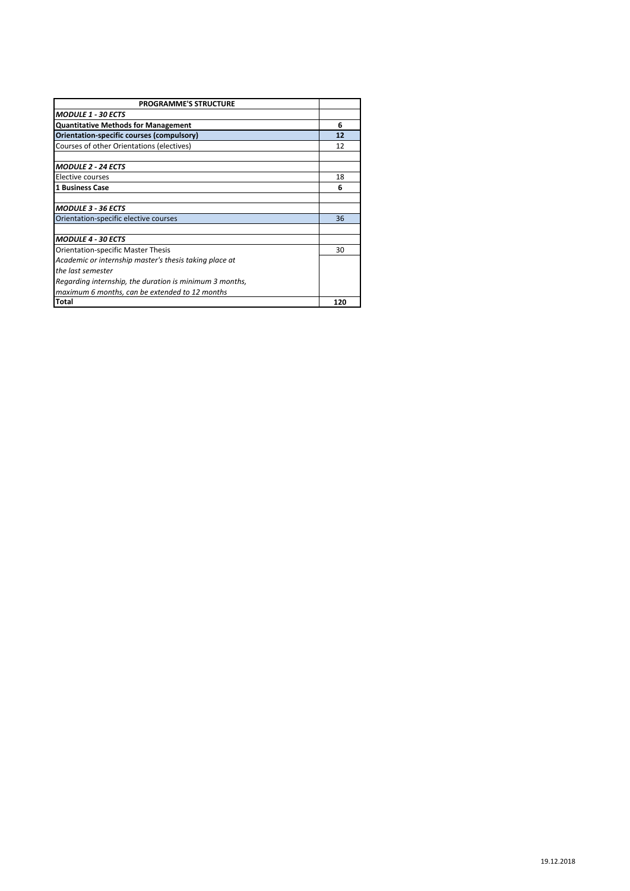| PROGRAMME'S STRUCTURE | |
|---|---|
| ***MODULE 1 - 30 ECTS*** | |
| **Quantitative Methods for Management** | **6** |
| **Orientation-specific courses (compulsory)** | **12** |
| Courses of other Orientations (electives) | 12 |
| | |
| ***MODULE 2 - 24 ECTS*** | |
| Elective courses | 18 |
| **1 Business Case** | **6** |
| | |
| ***MODULE 3 - 36 ECTS*** | |
| Orientation-specific elective courses | 36 |
| | |
| ***MODULE 4 - 30 ECTS*** | |
| Orientation-specific Master Thesis | 30 |
| *Academic or internship master's thesis taking place at the last semester* | |
| *Regarding internship, the duration is minimum 3 months, maximum 6 months, can be extended to 12 months* | |
| **Total** | **120** |

19.12.2018